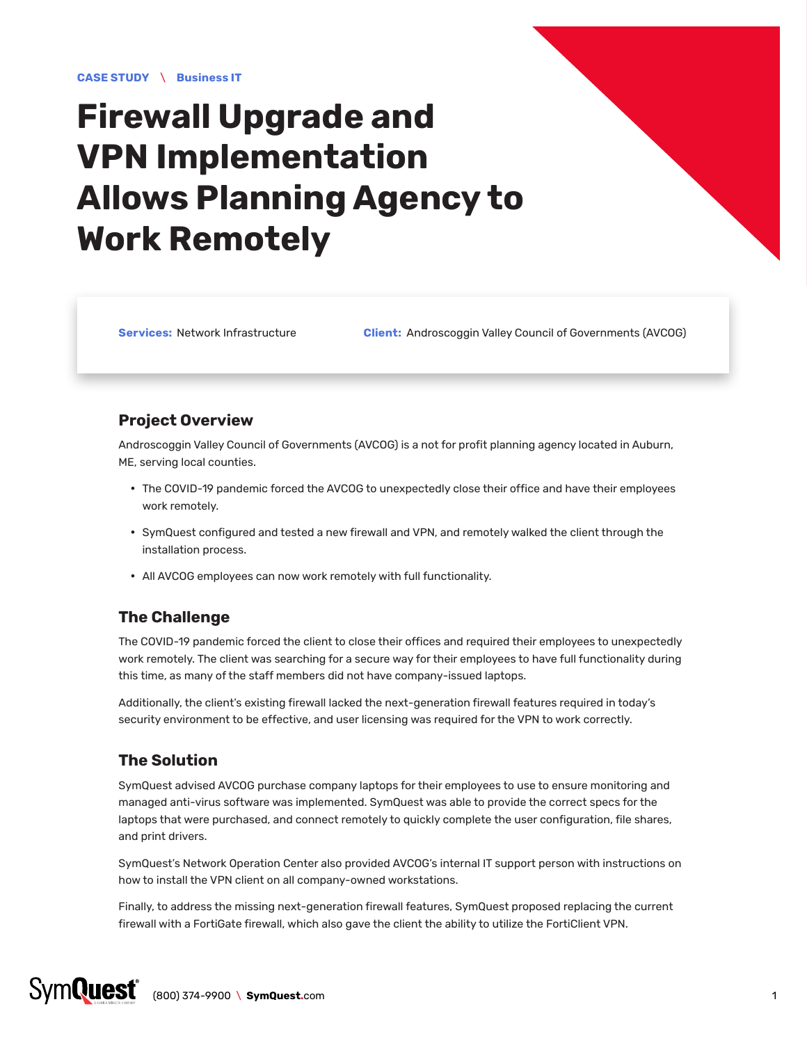**CASE STUDY \ Business IT**

# Firewall Upgrade and VPN Implementation Allows Planning Agency to Work Remotely

**Services:** Network Infrastructure

**Client:** Androscoggin Valley Council of Governments (AVCOG)

## Project Overview

Androscoggin Valley Council of Governments (AVCOG) is a not for profit planning agency located in Auburn, ME, serving local counties.

- The COVID-19 pandemic forced the AVCOG to unexpectedly close their office and have their employees work remotely.
- SymQuest configured and tested a new firewall and VPN, and remotely walked the client through the installation process.
- All AVCOG employees can now work remotely with full functionality.

## The Challenge

The COVID-19 pandemic forced the client to close their offices and required their employees to unexpectedly work remotely. The client was searching for a secure way for their employees to have full functionality during this time, as many of the staff members did not have company-issued laptops.

Additionally, the client's existing firewall lacked the next-generation firewall features required in today's security environment to be effective, and user licensing was required for the VPN to work correctly.

## The Solution

SymQuest advised AVCOG purchase company laptops for their employees to use to ensure monitoring and managed anti-virus software was implemented. SymQuest was able to provide the correct specs for the laptops that were purchased, and connect remotely to quickly complete the user configuration, file shares, and print drivers.

SymQuest's Network Operation Center also provided AVCOG's internal IT support person with instructions on how to install the VPN client on all company-owned workstations.

Finally, to address the missing next-generation firewall features, SymQuest proposed replacing the current firewall with a FortiGate firewall, which also gave the client the ability to utilize the FortiClient VPN.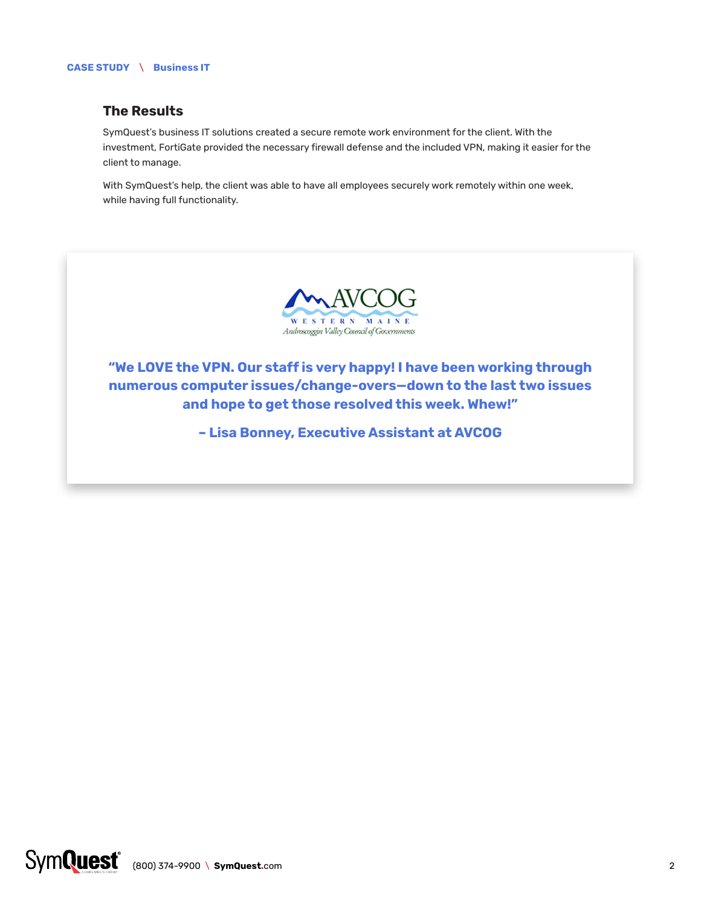## The Results

SymQuest's business IT solutions created a secure remote work environment for the client. With the investment, FortiGate provided the necessary firewall defense and the included VPN, making it easier for the client to manage.

With SymQuest's help, the client was able to have all employees securely work remotely within one week, while having full functionality.

AVCOG
WESTERN MAINE
Androscoggin Valley Council of Governments

**"We LOVE the VPN. Our staff is very happy! I have been working through numerous computer issues/change-overs—down to the last two issues and hope to get those resolved this week. Whew!"**

**– Lisa Bonney, Executive Assistant at AVCOG**

(800) 374-9900 \ **SymQuest**.com